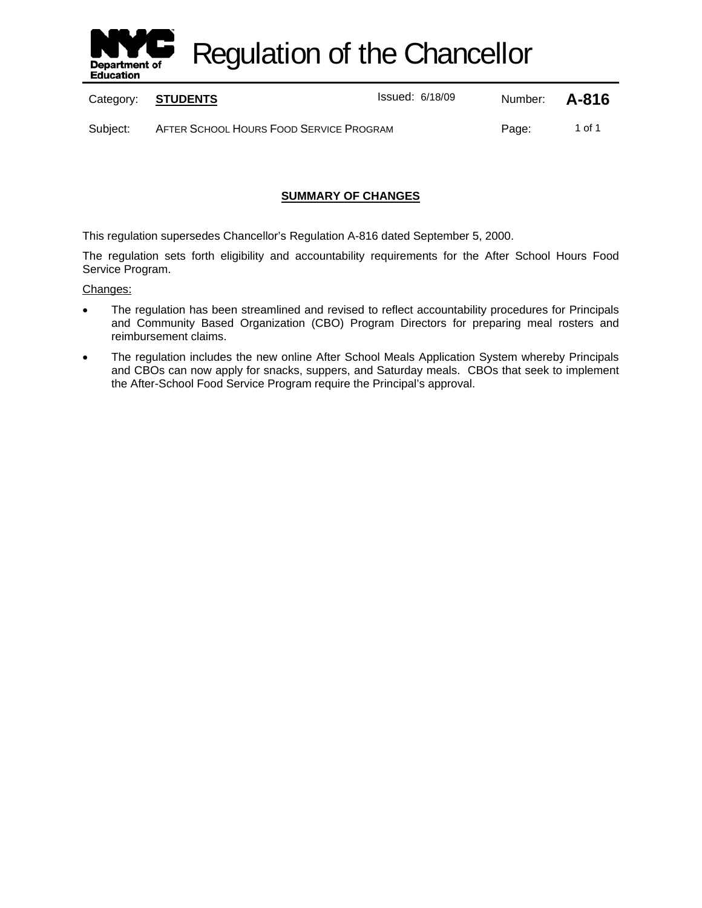# Regulation of the Chancellor

| Category: | **STUDENTS** | Issued: 6/18/09 | Number: | **A-816** |
|---|---|---|---|---|
| Subject: | AFTER SCHOOL HOURS FOOD SERVICE PROGRAM | | Page: | 1 of 1 |

## SUMMARY OF CHANGES

This regulation supersedes Chancellor's Regulation A-816 dated September 5, 2000.

The regulation sets forth eligibility and accountability requirements for the After School Hours Food Service Program.

Changes:

- The regulation has been streamlined and revised to reflect accountability procedures for Principals and Community Based Organization (CBO) Program Directors for preparing meal rosters and reimbursement claims.
- The regulation includes the new online After School Meals Application System whereby Principals and CBOs can now apply for snacks, suppers, and Saturday meals. CBOs that seek to implement the After-School Food Service Program require the Principal's approval.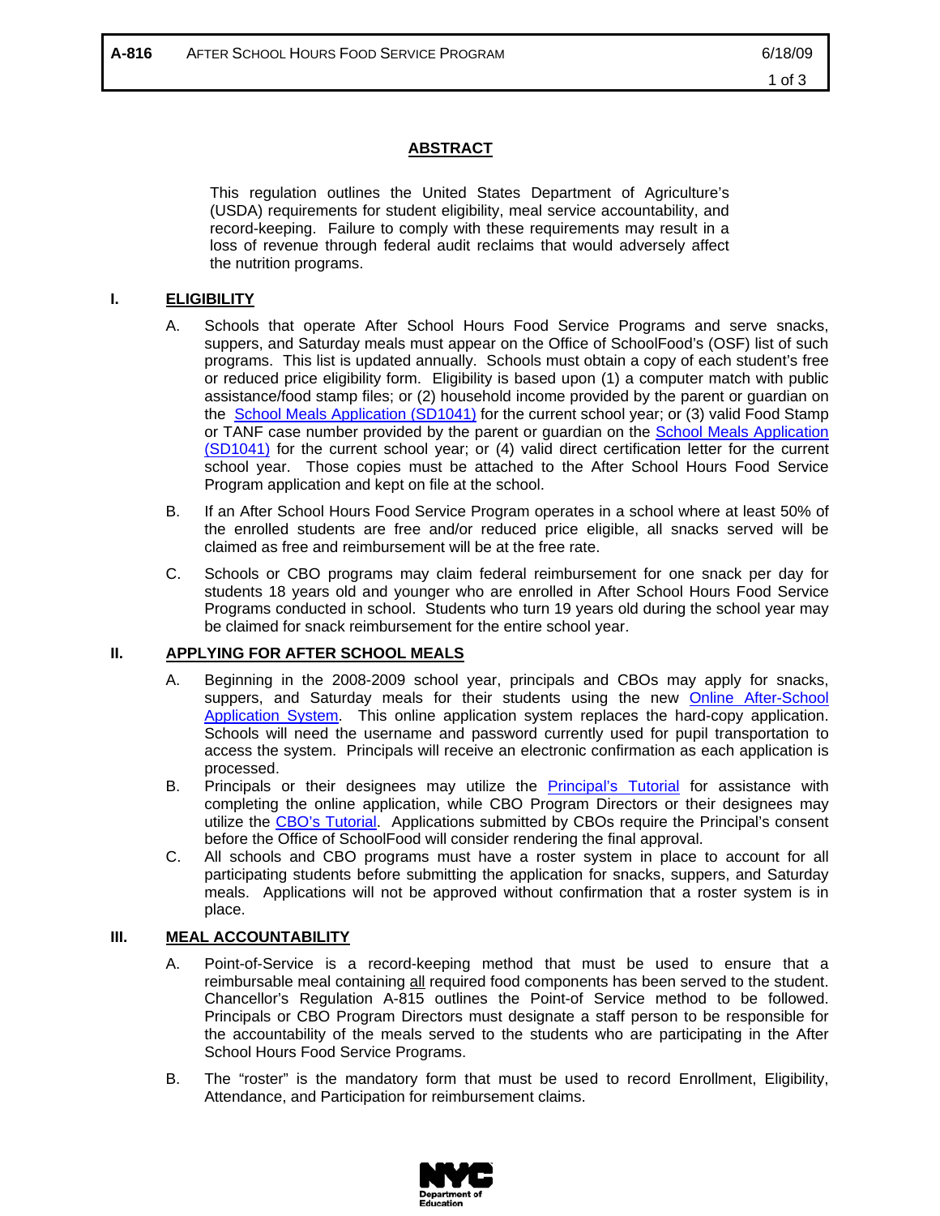## ABSTRACT

This regulation outlines the United States Department of Agriculture's (USDA) requirements for student eligibility, meal service accountability, and record-keeping. Failure to comply with these requirements may result in a loss of revenue through federal audit reclaims that would adversely affect the nutrition programs.

## I. ELIGIBILITY

A. Schools that operate After School Hours Food Service Programs and serve snacks, suppers, and Saturday meals must appear on the Office of SchoolFood's (OSF) list of such programs. This list is updated annually. Schools must obtain a copy of each student's free or reduced price eligibility form. Eligibility is based upon (1) a computer match with public assistance/food stamp files; or (2) household income provided by the parent or guardian on the School Meals Application (SD1041) for the current school year; or (3) valid Food Stamp or TANF case number provided by the parent or guardian on the School Meals Application (SD1041) for the current school year; or (4) valid direct certification letter for the current school year. Those copies must be attached to the After School Hours Food Service Program application and kept on file at the school.

B. If an After School Hours Food Service Program operates in a school where at least 50% of the enrolled students are free and/or reduced price eligible, all snacks served will be claimed as free and reimbursement will be at the free rate.

C. Schools or CBO programs may claim federal reimbursement for one snack per day for students 18 years old and younger who are enrolled in After School Hours Food Service Programs conducted in school. Students who turn 19 years old during the school year may be claimed for snack reimbursement for the entire school year.

## II. APPLYING FOR AFTER SCHOOL MEALS

A. Beginning in the 2008-2009 school year, principals and CBOs may apply for snacks, suppers, and Saturday meals for their students using the new Online After-School Application System. This online application system replaces the hard-copy application. Schools will need the username and password currently used for pupil transportation to access the system. Principals will receive an electronic confirmation as each application is processed.

B. Principals or their designees may utilize the Principal's Tutorial for assistance with completing the online application, while CBO Program Directors or their designees may utilize the CBO's Tutorial. Applications submitted by CBOs require the Principal's consent before the Office of SchoolFood will consider rendering the final approval.

C. All schools and CBO programs must have a roster system in place to account for all participating students before submitting the application for snacks, suppers, and Saturday meals. Applications will not be approved without confirmation that a roster system is in place.

## III. MEAL ACCOUNTABILITY

A. Point-of-Service is a record-keeping method that must be used to ensure that a reimbursable meal containing all required food components has been served to the student. Chancellor's Regulation A-815 outlines the Point-of Service method to be followed. Principals or CBO Program Directors must designate a staff person to be responsible for the accountability of the meals served to the students who are participating in the After School Hours Food Service Programs.

B. The "roster" is the mandatory form that must be used to record Enrollment, Eligibility, Attendance, and Participation for reimbursement claims.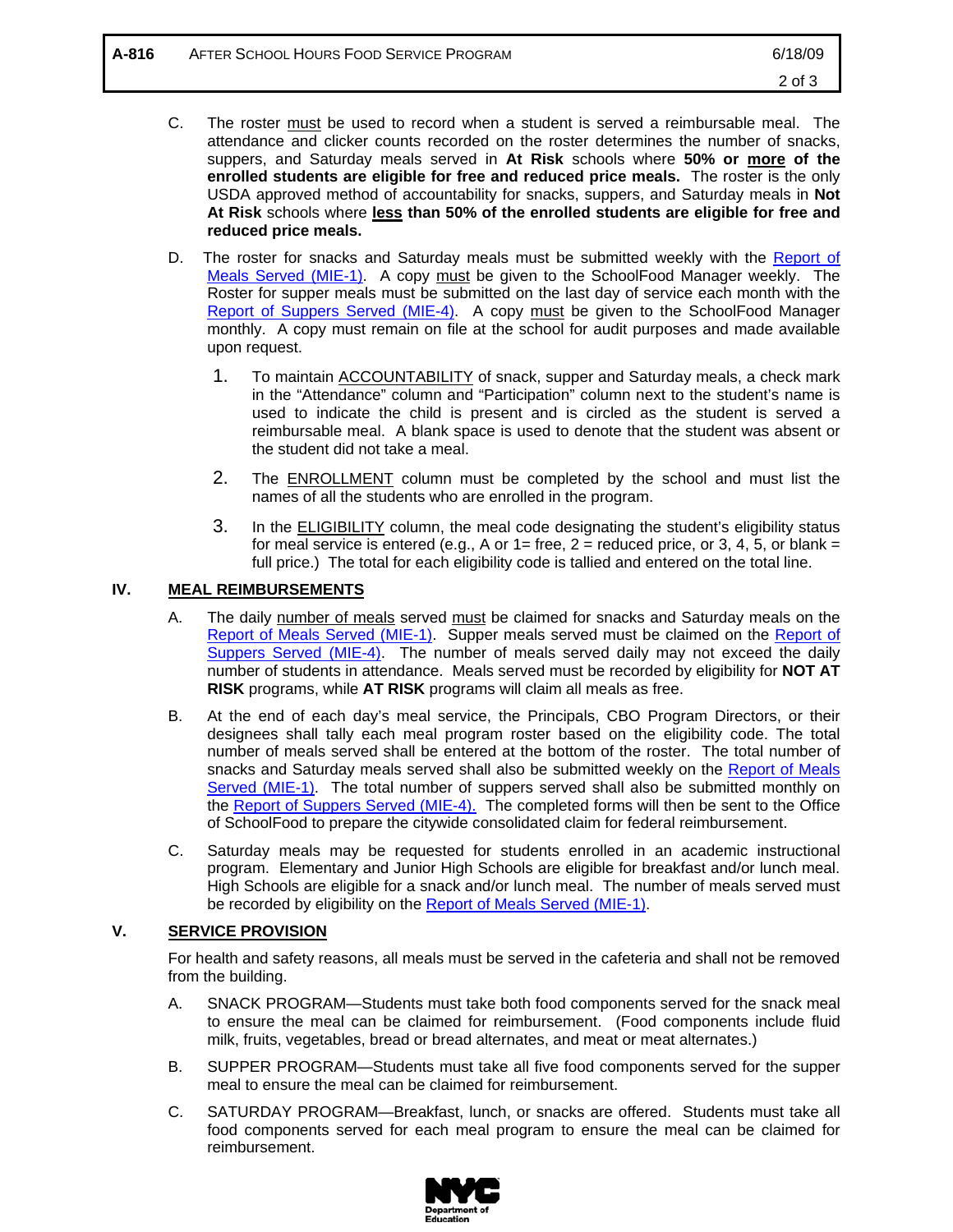C. The roster <u>must</u> be used to record when a student is served a reimbursable meal. The attendance and clicker counts recorded on the roster determines the number of snacks, suppers, and Saturday meals served in **At Risk** schools where **50% or <u>more</u> of the enrolled students are eligible for free and reduced price meals.** The roster is the only USDA approved method of accountability for snacks, suppers, and Saturday meals in **Not At Risk** schools where **<u>less</u> than 50% of the enrolled students are eligible for free and reduced price meals.**

D. The roster for snacks and Saturday meals must be submitted weekly with the [Report of Meals Served (MIE-1)](). A copy <u>must</u> be given to the SchoolFood Manager weekly. The Roster for supper meals must be submitted on the last day of service each month with the [Report of Suppers Served (MIE-4)](). A copy <u>must</u> be given to the SchoolFood Manager monthly. A copy must remain on file at the school for audit purposes and made available upon request.

1. To maintain <u>ACCOUNTABILITY</u> of snack, supper and Saturday meals, a check mark in the "Attendance" column and "Participation" column next to the student's name is used to indicate the child is present and is circled as the student is served a reimbursable meal. A blank space is used to denote that the student was absent or the student did not take a meal.

2. The <u>ENROLLMENT</u> column must be completed by the school and must list the names of all the students who are enrolled in the program.

3. In the <u>ELIGIBILITY</u> column, the meal code designating the student's eligibility status for meal service is entered (e.g., A or 1= free, 2 = reduced price, or 3, 4, 5, or blank = full price.) The total for each eligibility code is tallied and entered on the total line.

## IV. <u>MEAL REIMBURSEMENTS</u>

A. The daily <u>number of meals</u> served <u>must</u> be claimed for snacks and Saturday meals on the [Report of Meals Served (MIE-1)](). Supper meals served must be claimed on the [Report of Suppers Served (MIE-4)](). The number of meals served daily may not exceed the daily number of students in attendance. Meals served must be recorded by eligibility for **NOT AT RISK** programs, while **AT RISK** programs will claim all meals as free.

B. At the end of each day's meal service, the Principals, CBO Program Directors, or their designees shall tally each meal program roster based on the eligibility code. The total number of meals served shall be entered at the bottom of the roster. The total number of snacks and Saturday meals served shall also be submitted weekly on the [Report of Meals Served (MIE-1)](). The total number of suppers served shall also be submitted monthly on the [Report of Suppers Served (MIE-4).]() The completed forms will then be sent to the Office of SchoolFood to prepare the citywide consolidated claim for federal reimbursement.

C. Saturday meals may be requested for students enrolled in an academic instructional program. Elementary and Junior High Schools are eligible for breakfast and/or lunch meal. High Schools are eligible for a snack and/or lunch meal. The number of meals served must be recorded by eligibility on the [Report of Meals Served (MIE-1)]().

## V. <u>SERVICE PROVISION</u>

For health and safety reasons, all meals must be served in the cafeteria and shall not be removed from the building.

A. SNACK PROGRAM—Students must take both food components served for the snack meal to ensure the meal can be claimed for reimbursement. (Food components include fluid milk, fruits, vegetables, bread or bread alternates, and meat or meat alternates.)

B. SUPPER PROGRAM—Students must take all five food components served for the supper meal to ensure the meal can be claimed for reimbursement.

C. SATURDAY PROGRAM—Breakfast, lunch, or snacks are offered. Students must take all food components served for each meal program to ensure the meal can be claimed for reimbursement.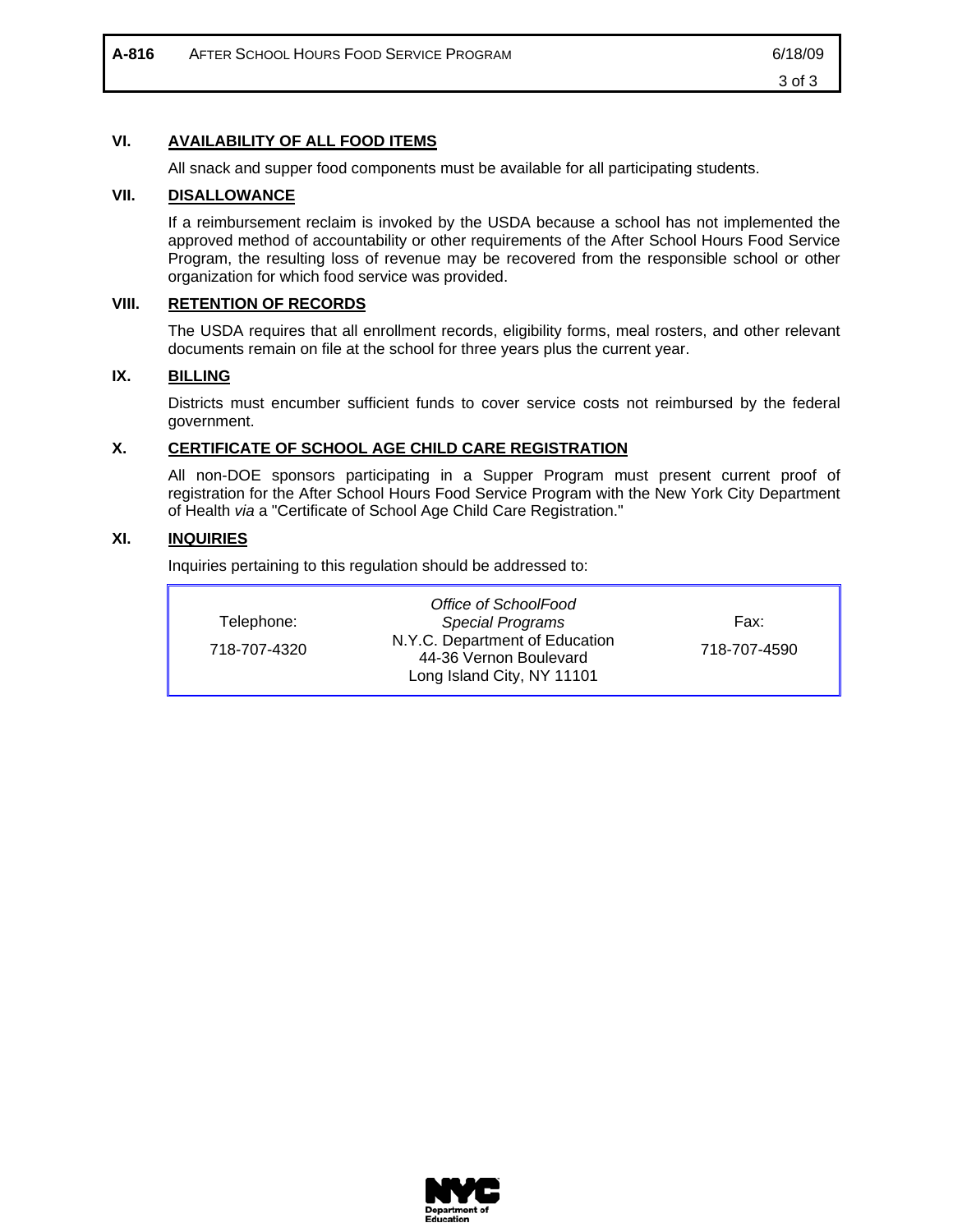## VI. AVAILABILITY OF ALL FOOD ITEMS

All snack and supper food components must be available for all participating students.

## VII. DISALLOWANCE

If a reimbursement reclaim is invoked by the USDA because a school has not implemented the approved method of accountability or other requirements of the After School Hours Food Service Program, the resulting loss of revenue may be recovered from the responsible school or other organization for which food service was provided.

## VIII. RETENTION OF RECORDS

The USDA requires that all enrollment records, eligibility forms, meal rosters, and other relevant documents remain on file at the school for three years plus the current year.

## IX. BILLING

Districts must encumber sufficient funds to cover service costs not reimbursed by the federal government.

## X. CERTIFICATE OF SCHOOL AGE CHILD CARE REGISTRATION

All non-DOE sponsors participating in a Supper Program must present current proof of registration for the After School Hours Food Service Program with the New York City Department of Health *via* a "Certificate of School Age Child Care Registration."

## XI. INQUIRIES

Inquiries pertaining to this regulation should be addressed to:

| | | |
|---|---|---|
| Telephone:<br>718-707-4320 | *Office of SchoolFood*<br>*Special Programs*<br>N.Y.C. Department of Education<br>44-36 Vernon Boulevard<br>Long Island City, NY 11101 | Fax:<br>718-707-4590 |